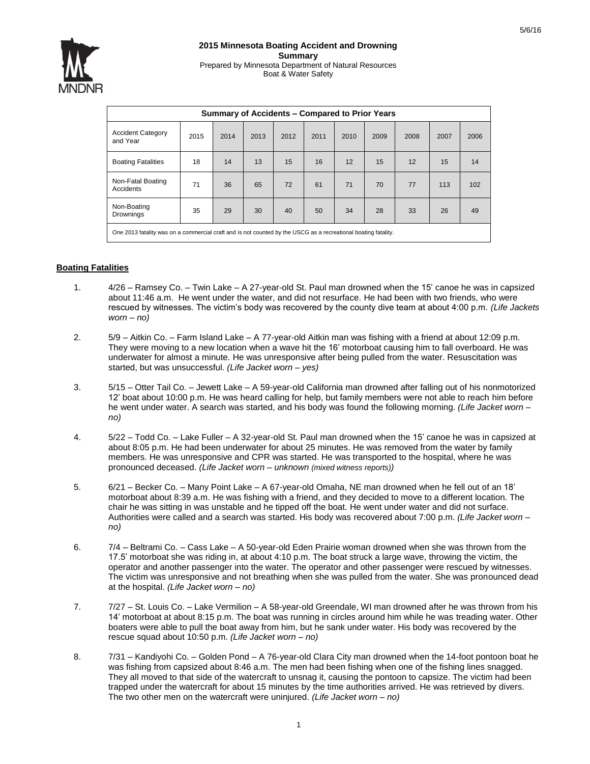# 2015 Minnesota Boating Accident and Drowning Summary

Prepared by Minnesota Department of Natural Resources
Boat & Water Safety

| Summary of Accidents – Compared to Prior Years | | | | | | | | | | |
|---|---|---|---|---|---|---|---|---|---|---|
| Accident Category and Year | 2015 | 2014 | 2013 | 2012 | 2011 | 2010 | 2009 | 2008 | 2007 | 2006 |
| Boating Fatalities | 18 | 14 | 13 | 15 | 16 | 12 | 15 | 12 | 15 | 14 |
| Non-Fatal Boating Accidents | 71 | 36 | 65 | 72 | 61 | 71 | 70 | 77 | 113 | 102 |
| Non-Boating Drownings | 35 | 29 | 30 | 40 | 50 | 34 | 28 | 33 | 26 | 49 |
| One 2013 fatality was on a commercial craft and is not counted by the USCG as a recreational boating fatality. | | | | | | | | | | |

## Boating Fatalities

1. 4/26 – Ramsey Co. – Twin Lake – A 27-year-old St. Paul man drowned when the 15' canoe he was in capsized about 11:46 a.m. He went under the water, and did not resurface. He had been with two friends, who were rescued by witnesses. The victim's body was recovered by the county dive team at about 4:00 p.m. *(Life Jackets worn – no)*

2. 5/9 – Aitkin Co. – Farm Island Lake – A 77-year-old Aitkin man was fishing with a friend at about 12:09 p.m. They were moving to a new location when a wave hit the 16' motorboat causing him to fall overboard. He was underwater for almost a minute. He was unresponsive after being pulled from the water. Resuscitation was started, but was unsuccessful. *(Life Jacket worn – yes)*

3. 5/15 – Otter Tail Co. – Jewett Lake – A 59-year-old California man drowned after falling out of his nonmotorized 12' boat about 10:00 p.m. He was heard calling for help, but family members were not able to reach him before he went under water. A search was started, and his body was found the following morning. *(Life Jacket worn – no)*

4. 5/22 – Todd Co. – Lake Fuller – A 32-year-old St. Paul man drowned when the 15' canoe he was in capsized at about 8:05 p.m. He had been underwater for about 25 minutes. He was removed from the water by family members. He was unresponsive and CPR was started. He was transported to the hospital, where he was pronounced deceased. *(Life Jacket worn – unknown (mixed witness reports))*

5. 6/21 – Becker Co. – Many Point Lake – A 67-year-old Omaha, NE man drowned when he fell out of an 18' motorboat about 8:39 a.m. He was fishing with a friend, and they decided to move to a different location. The chair he was sitting in was unstable and he tipped off the boat. He went under water and did not surface. Authorities were called and a search was started. His body was recovered about 7:00 p.m. *(Life Jacket worn – no)*

6. 7/4 – Beltrami Co. – Cass Lake – A 50-year-old Eden Prairie woman drowned when she was thrown from the 17.5' motorboat she was riding in, at about 4:10 p.m. The boat struck a large wave, throwing the victim, the operator and another passenger into the water. The operator and other passenger were rescued by witnesses. The victim was unresponsive and not breathing when she was pulled from the water. She was pronounced dead at the hospital. *(Life Jacket worn – no)*

7. 7/27 – St. Louis Co. – Lake Vermilion – A 58-year-old Greendale, WI man drowned after he was thrown from his 14' motorboat at about 8:15 p.m. The boat was running in circles around him while he was treading water. Other boaters were able to pull the boat away from him, but he sank under water. His body was recovered by the rescue squad about 10:50 p.m. *(Life Jacket worn – no)*

8. 7/31 – Kandiyohi Co. – Golden Pond – A 76-year-old Clara City man drowned when the 14-foot pontoon boat he was fishing from capsized about 8:46 a.m. The men had been fishing when one of the fishing lines snagged. They all moved to that side of the watercraft to unsnag it, causing the pontoon to capsize. The victim had been trapped under the watercraft for about 15 minutes by the time authorities arrived. He was retrieved by divers. The two other men on the watercraft were uninjured. *(Life Jacket worn – no)*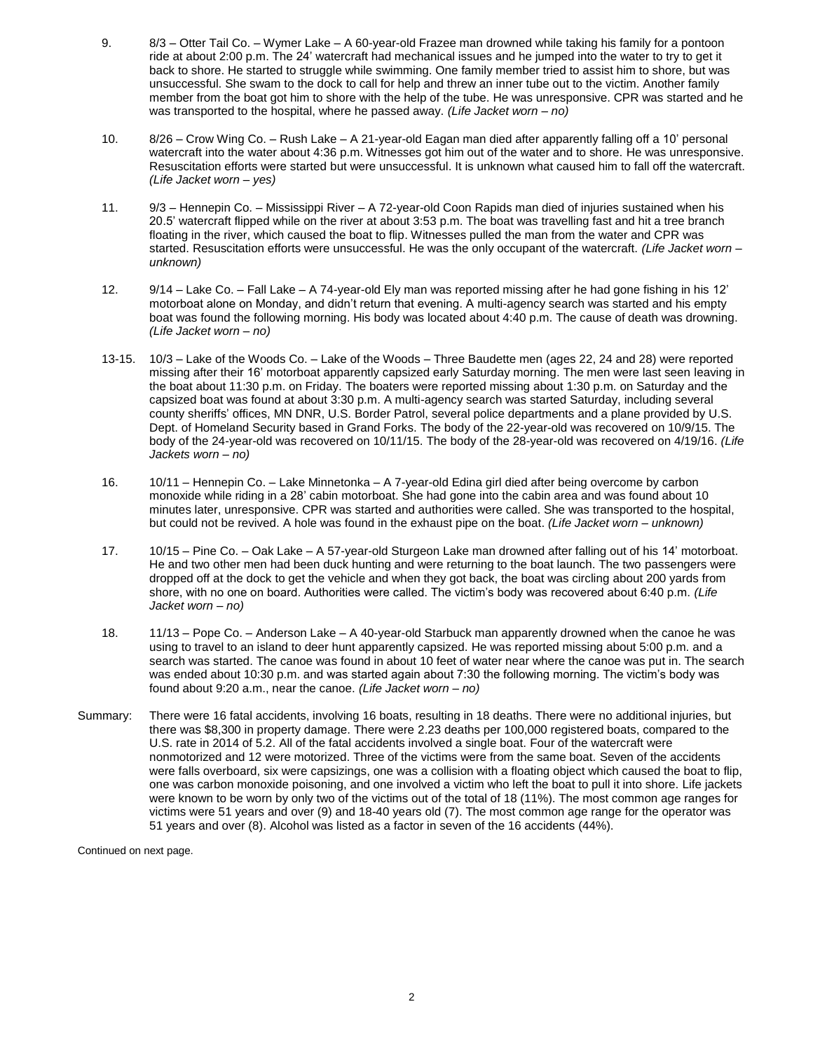9. 8/3 – Otter Tail Co. – Wymer Lake – A 60-year-old Frazee man drowned while taking his family for a pontoon ride at about 2:00 p.m. The 24' watercraft had mechanical issues and he jumped into the water to try to get it back to shore. He started to struggle while swimming. One family member tried to assist him to shore, but was unsuccessful. She swam to the dock to call for help and threw an inner tube out to the victim. Another family member from the boat got him to shore with the help of the tube. He was unresponsive. CPR was started and he was transported to the hospital, where he passed away. *(Life Jacket worn – no)*

10. 8/26 – Crow Wing Co. – Rush Lake – A 21-year-old Eagan man died after apparently falling off a 10' personal watercraft into the water about 4:36 p.m. Witnesses got him out of the water and to shore. He was unresponsive. Resuscitation efforts were started but were unsuccessful. It is unknown what caused him to fall off the watercraft. *(Life Jacket worn – yes)*

11. 9/3 – Hennepin Co. – Mississippi River – A 72-year-old Coon Rapids man died of injuries sustained when his 20.5' watercraft flipped while on the river at about 3:53 p.m. The boat was travelling fast and hit a tree branch floating in the river, which caused the boat to flip. Witnesses pulled the man from the water and CPR was started. Resuscitation efforts were unsuccessful. He was the only occupant of the watercraft. *(Life Jacket worn – unknown)*

12. 9/14 – Lake Co. – Fall Lake – A 74-year-old Ely man was reported missing after he had gone fishing in his 12' motorboat alone on Monday, and didn't return that evening. A multi-agency search was started and his empty boat was found the following morning. His body was located about 4:40 p.m. The cause of death was drowning. *(Life Jacket worn – no)*

13-15. 10/3 – Lake of the Woods Co. – Lake of the Woods – Three Baudette men (ages 22, 24 and 28) were reported missing after their 16' motorboat apparently capsized early Saturday morning. The men were last seen leaving in the boat about 11:30 p.m. on Friday. The boaters were reported missing about 1:30 p.m. on Saturday and the capsized boat was found at about 3:30 p.m. A multi-agency search was started Saturday, including several county sheriffs' offices, MN DNR, U.S. Border Patrol, several police departments and a plane provided by U.S. Dept. of Homeland Security based in Grand Forks. The body of the 22-year-old was recovered on 10/9/15. The body of the 24-year-old was recovered on 10/11/15. The body of the 28-year-old was recovered on 4/19/16. *(Life Jackets worn – no)*

16. 10/11 – Hennepin Co. – Lake Minnetonka – A 7-year-old Edina girl died after being overcome by carbon monoxide while riding in a 28' cabin motorboat. She had gone into the cabin area and was found about 10 minutes later, unresponsive. CPR was started and authorities were called. She was transported to the hospital, but could not be revived. A hole was found in the exhaust pipe on the boat. *(Life Jacket worn – unknown)*

17. 10/15 – Pine Co. – Oak Lake – A 57-year-old Sturgeon Lake man drowned after falling out of his 14' motorboat. He and two other men had been duck hunting and were returning to the boat launch. The two passengers were dropped off at the dock to get the vehicle and when they got back, the boat was circling about 200 yards from shore, with no one on board. Authorities were called. The victim's body was recovered about 6:40 p.m. *(Life Jacket worn – no)*

18. 11/13 – Pope Co. – Anderson Lake – A 40-year-old Starbuck man apparently drowned when the canoe he was using to travel to an island to deer hunt apparently capsized. He was reported missing about 5:00 p.m. and a search was started. The canoe was found in about 10 feet of water near where the canoe was put in. The search was ended about 10:30 p.m. and was started again about 7:30 the following morning. The victim's body was found about 9:20 a.m., near the canoe. *(Life Jacket worn – no)*

Summary: There were 16 fatal accidents, involving 16 boats, resulting in 18 deaths. There were no additional injuries, but there was $8,300 in property damage. There were 2.23 deaths per 100,000 registered boats, compared to the U.S. rate in 2014 of 5.2. All of the fatal accidents involved a single boat. Four of the watercraft were nonmotorized and 12 were motorized. Three of the victims were from the same boat. Seven of the accidents were falls overboard, six were capsizings, one was a collision with a floating object which caused the boat to flip, one was carbon monoxide poisoning, and one involved a victim who left the boat to pull it into shore. Life jackets were known to be worn by only two of the victims out of the total of 18 (11%). The most common age ranges for victims were 51 years and over (9) and 18-40 years old (7). The most common age range for the operator was 51 years and over (8). Alcohol was listed as a factor in seven of the 16 accidents (44%).

Continued on next page.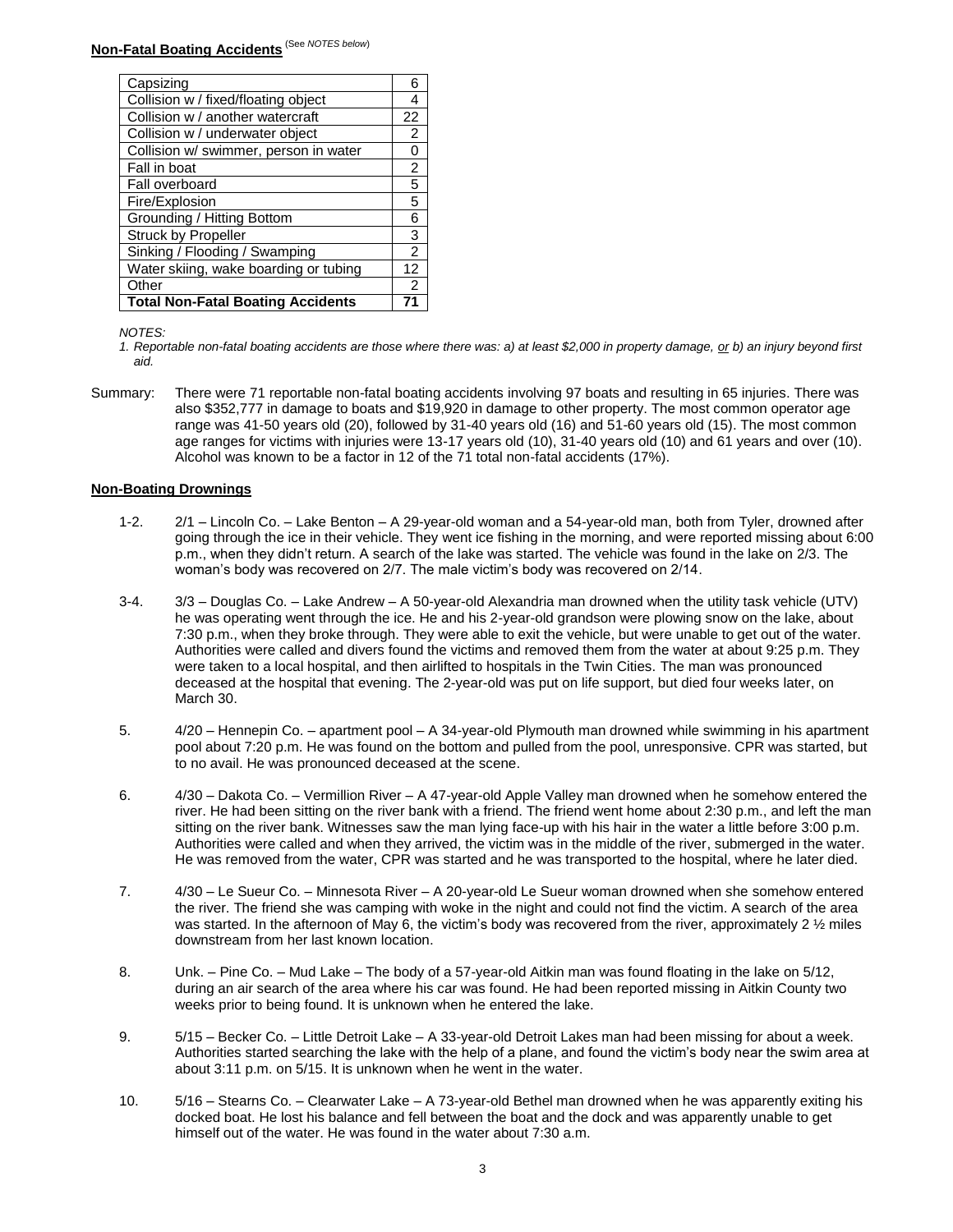**Non-Fatal Boating Accidents** (See *NOTES below*)

| Capsizing | 6 |
|---|---|
| Collision w / fixed/floating object | 4 |
| Collision w / another watercraft | 22 |
| Collision w / underwater object | 2 |
| Collision w/ swimmer, person in water | 0 |
| Fall in boat | 2 |
| Fall overboard | 5 |
| Fire/Explosion | 5 |
| Grounding / Hitting Bottom | 6 |
| Struck by Propeller | 3 |
| Sinking / Flooding / Swamping | 2 |
| Water skiing, wake boarding or tubing | 12 |
| Other | 2 |
| **Total Non-Fatal Boating Accidents** | **71** |

*NOTES:*

*1. Reportable non-fatal boating accidents are those where there was: a) at least $2,000 in property damage, or b) an injury beyond first aid.*

Summary: There were 71 reportable non-fatal boating accidents involving 97 boats and resulting in 65 injuries. There was also $352,777 in damage to boats and $19,920 in damage to other property. The most common operator age range was 41-50 years old (20), followed by 31-40 years old (16) and 51-60 years old (15). The most common age ranges for victims with injuries were 13-17 years old (10), 31-40 years old (10) and 61 years and over (10). Alcohol was known to be a factor in 12 of the 71 total non-fatal accidents (17%).

**Non-Boating Drownings**

1-2. 2/1 – Lincoln Co. – Lake Benton – A 29-year-old woman and a 54-year-old man, both from Tyler, drowned after going through the ice in their vehicle. They went ice fishing in the morning, and were reported missing about 6:00 p.m., when they didn't return. A search of the lake was started. The vehicle was found in the lake on 2/3. The woman's body was recovered on 2/7. The male victim's body was recovered on 2/14.

3-4. 3/3 – Douglas Co. – Lake Andrew – A 50-year-old Alexandria man drowned when the utility task vehicle (UTV) he was operating went through the ice. He and his 2-year-old grandson were plowing snow on the lake, about 7:30 p.m., when they broke through. They were able to exit the vehicle, but were unable to get out of the water. Authorities were called and divers found the victims and removed them from the water at about 9:25 p.m. They were taken to a local hospital, and then airlifted to hospitals in the Twin Cities. The man was pronounced deceased at the hospital that evening. The 2-year-old was put on life support, but died four weeks later, on March 30.

5. 4/20 – Hennepin Co. – apartment pool – A 34-year-old Plymouth man drowned while swimming in his apartment pool about 7:20 p.m. He was found on the bottom and pulled from the pool, unresponsive. CPR was started, but to no avail. He was pronounced deceased at the scene.

6. 4/30 – Dakota Co. – Vermillion River – A 47-year-old Apple Valley man drowned when he somehow entered the river. He had been sitting on the river bank with a friend. The friend went home about 2:30 p.m., and left the man sitting on the river bank. Witnesses saw the man lying face-up with his hair in the water a little before 3:00 p.m. Authorities were called and when they arrived, the victim was in the middle of the river, submerged in the water. He was removed from the water, CPR was started and he was transported to the hospital, where he later died.

7. 4/30 – Le Sueur Co. – Minnesota River – A 20-year-old Le Sueur woman drowned when she somehow entered the river. The friend she was camping with woke in the night and could not find the victim. A search of the area was started. In the afternoon of May 6, the victim's body was recovered from the river, approximately 2 ½ miles downstream from her last known location.

8. Unk. – Pine Co. – Mud Lake – The body of a 57-year-old Aitkin man was found floating in the lake on 5/12, during an air search of the area where his car was found. He had been reported missing in Aitkin County two weeks prior to being found. It is unknown when he entered the lake.

9. 5/15 – Becker Co. – Little Detroit Lake – A 33-year-old Detroit Lakes man had been missing for about a week. Authorities started searching the lake with the help of a plane, and found the victim's body near the swim area at about 3:11 p.m. on 5/15. It is unknown when he went in the water.

10. 5/16 – Stearns Co. – Clearwater Lake – A 73-year-old Bethel man drowned when he was apparently exiting his docked boat. He lost his balance and fell between the boat and the dock and was apparently unable to get himself out of the water. He was found in the water about 7:30 a.m.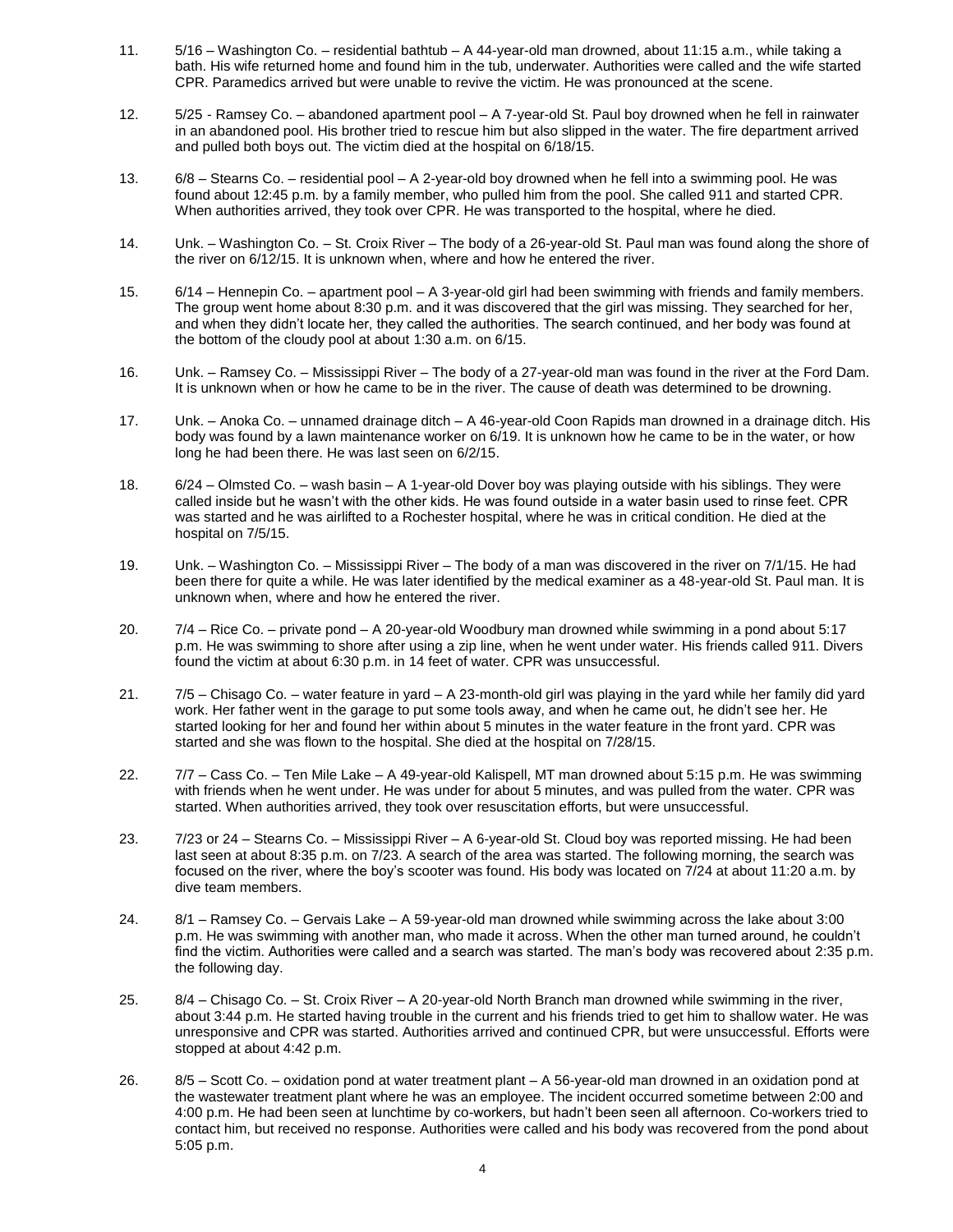11. 5/16 – Washington Co. – residential bathtub – A 44-year-old man drowned, about 11:15 a.m., while taking a bath. His wife returned home and found him in the tub, underwater. Authorities were called and the wife started CPR. Paramedics arrived but were unable to revive the victim. He was pronounced at the scene.

12. 5/25 - Ramsey Co. – abandoned apartment pool – A 7-year-old St. Paul boy drowned when he fell in rainwater in an abandoned pool. His brother tried to rescue him but also slipped in the water. The fire department arrived and pulled both boys out. The victim died at the hospital on 6/18/15.

13. 6/8 – Stearns Co. – residential pool – A 2-year-old boy drowned when he fell into a swimming pool. He was found about 12:45 p.m. by a family member, who pulled him from the pool. She called 911 and started CPR. When authorities arrived, they took over CPR. He was transported to the hospital, where he died.

14. Unk. – Washington Co. – St. Croix River – The body of a 26-year-old St. Paul man was found along the shore of the river on 6/12/15. It is unknown when, where and how he entered the river.

15. 6/14 – Hennepin Co. – apartment pool – A 3-year-old girl had been swimming with friends and family members. The group went home about 8:30 p.m. and it was discovered that the girl was missing. They searched for her, and when they didn't locate her, they called the authorities. The search continued, and her body was found at the bottom of the cloudy pool at about 1:30 a.m. on 6/15.

16. Unk. – Ramsey Co. – Mississippi River – The body of a 27-year-old man was found in the river at the Ford Dam. It is unknown when or how he came to be in the river. The cause of death was determined to be drowning.

17. Unk. – Anoka Co. – unnamed drainage ditch – A 46-year-old Coon Rapids man drowned in a drainage ditch. His body was found by a lawn maintenance worker on 6/19. It is unknown how he came to be in the water, or how long he had been there. He was last seen on 6/2/15.

18. 6/24 – Olmsted Co. – wash basin – A 1-year-old Dover boy was playing outside with his siblings. They were called inside but he wasn't with the other kids. He was found outside in a water basin used to rinse feet. CPR was started and he was airlifted to a Rochester hospital, where he was in critical condition. He died at the hospital on 7/5/15.

19. Unk. – Washington Co. – Mississippi River – The body of a man was discovered in the river on 7/1/15. He had been there for quite a while. He was later identified by the medical examiner as a 48-year-old St. Paul man. It is unknown when, where and how he entered the river.

20. 7/4 – Rice Co. – private pond – A 20-year-old Woodbury man drowned while swimming in a pond about 5:17 p.m. He was swimming to shore after using a zip line, when he went under water. His friends called 911. Divers found the victim at about 6:30 p.m. in 14 feet of water. CPR was unsuccessful.

21. 7/5 – Chisago Co. – water feature in yard – A 23-month-old girl was playing in the yard while her family did yard work. Her father went in the garage to put some tools away, and when he came out, he didn't see her. He started looking for her and found her within about 5 minutes in the water feature in the front yard. CPR was started and she was flown to the hospital. She died at the hospital on 7/28/15.

22. 7/7 – Cass Co. – Ten Mile Lake – A 49-year-old Kalispell, MT man drowned about 5:15 p.m. He was swimming with friends when he went under. He was under for about 5 minutes, and was pulled from the water. CPR was started. When authorities arrived, they took over resuscitation efforts, but were unsuccessful.

23. 7/23 or 24 – Stearns Co. – Mississippi River – A 6-year-old St. Cloud boy was reported missing. He had been last seen at about 8:35 p.m. on 7/23. A search of the area was started. The following morning, the search was focused on the river, where the boy's scooter was found. His body was located on 7/24 at about 11:20 a.m. by dive team members.

24. 8/1 – Ramsey Co. – Gervais Lake – A 59-year-old man drowned while swimming across the lake about 3:00 p.m. He was swimming with another man, who made it across. When the other man turned around, he couldn't find the victim. Authorities were called and a search was started. The man's body was recovered about 2:35 p.m. the following day.

25. 8/4 – Chisago Co. – St. Croix River – A 20-year-old North Branch man drowned while swimming in the river, about 3:44 p.m. He started having trouble in the current and his friends tried to get him to shallow water. He was unresponsive and CPR was started. Authorities arrived and continued CPR, but were unsuccessful. Efforts were stopped at about 4:42 p.m.

26. 8/5 – Scott Co. – oxidation pond at water treatment plant – A 56-year-old man drowned in an oxidation pond at the wastewater treatment plant where he was an employee. The incident occurred sometime between 2:00 and 4:00 p.m. He had been seen at lunchtime by co-workers, but hadn't been seen all afternoon. Co-workers tried to contact him, but received no response. Authorities were called and his body was recovered from the pond about 5:05 p.m.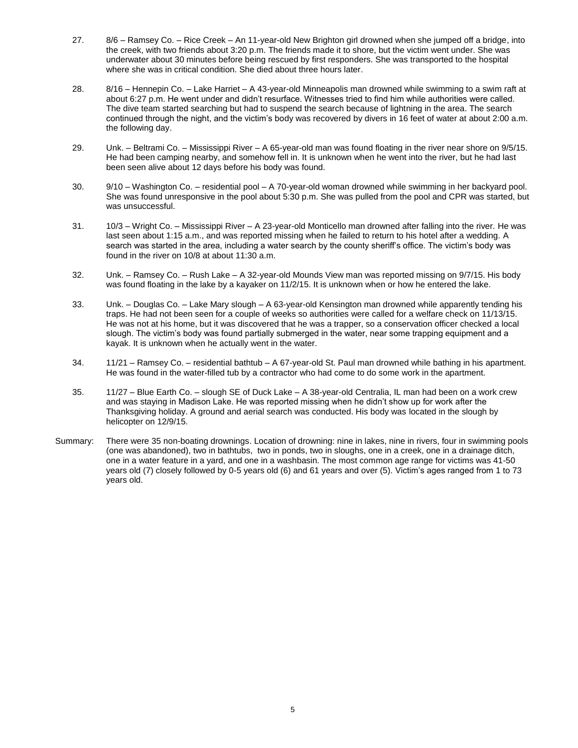27. 8/6 – Ramsey Co. – Rice Creek – An 11-year-old New Brighton girl drowned when she jumped off a bridge, into the creek, with two friends about 3:20 p.m. The friends made it to shore, but the victim went under. She was underwater about 30 minutes before being rescued by first responders. She was transported to the hospital where she was in critical condition. She died about three hours later.

28. 8/16 – Hennepin Co. – Lake Harriet – A 43-year-old Minneapolis man drowned while swimming to a swim raft at about 6:27 p.m. He went under and didn't resurface. Witnesses tried to find him while authorities were called. The dive team started searching but had to suspend the search because of lightning in the area. The search continued through the night, and the victim's body was recovered by divers in 16 feet of water at about 2:00 a.m. the following day.

29. Unk. – Beltrami Co. – Mississippi River – A 65-year-old man was found floating in the river near shore on 9/5/15. He had been camping nearby, and somehow fell in. It is unknown when he went into the river, but he had last been seen alive about 12 days before his body was found.

30. 9/10 – Washington Co. – residential pool – A 70-year-old woman drowned while swimming in her backyard pool. She was found unresponsive in the pool about 5:30 p.m. She was pulled from the pool and CPR was started, but was unsuccessful.

31. 10/3 – Wright Co. – Mississippi River – A 23-year-old Monticello man drowned after falling into the river. He was last seen about 1:15 a.m., and was reported missing when he failed to return to his hotel after a wedding. A search was started in the area, including a water search by the county sheriff's office. The victim's body was found in the river on 10/8 at about 11:30 a.m.

32. Unk. – Ramsey Co. – Rush Lake – A 32-year-old Mounds View man was reported missing on 9/7/15. His body was found floating in the lake by a kayaker on 11/2/15. It is unknown when or how he entered the lake.

33. Unk. – Douglas Co. – Lake Mary slough – A 63-year-old Kensington man drowned while apparently tending his traps. He had not been seen for a couple of weeks so authorities were called for a welfare check on 11/13/15. He was not at his home, but it was discovered that he was a trapper, so a conservation officer checked a local slough. The victim's body was found partially submerged in the water, near some trapping equipment and a kayak. It is unknown when he actually went in the water.

34. 11/21 – Ramsey Co. – residential bathtub – A 67-year-old St. Paul man drowned while bathing in his apartment. He was found in the water-filled tub by a contractor who had come to do some work in the apartment.

35. 11/27 – Blue Earth Co. – slough SE of Duck Lake – A 38-year-old Centralia, IL man had been on a work crew and was staying in Madison Lake. He was reported missing when he didn't show up for work after the Thanksgiving holiday. A ground and aerial search was conducted. His body was located in the slough by helicopter on 12/9/15.

Summary: There were 35 non-boating drownings. Location of drowning: nine in lakes, nine in rivers, four in swimming pools (one was abandoned), two in bathtubs, two in ponds, two in sloughs, one in a creek, one in a drainage ditch, one in a water feature in a yard, and one in a washbasin. The most common age range for victims was 41-50 years old (7) closely followed by 0-5 years old (6) and 61 years and over (5). Victim's ages ranged from 1 to 73 years old.